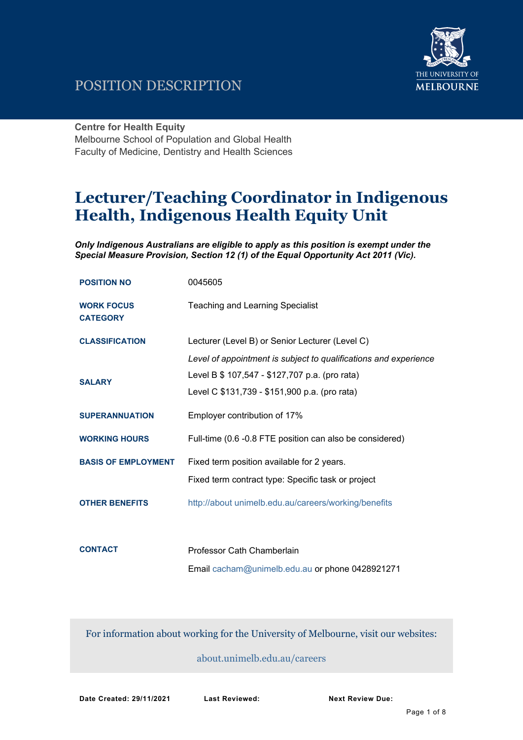# POSITION DESCRIPTION

**Centre for Health Equity**
Melbourne School of Population and Global Health
Faculty of Medicine, Dentistry and Health Sciences

## Lecturer/Teaching Coordinator in Indigenous Health, Indigenous Health Equity Unit

***Only Indigenous Australians are eligible to apply as this position is exempt under the Special Measure Provision, Section 12 (1) of the Equal Opportunity Act 2011 (Vic).***

| | |
|---|---|
| **POSITION NO** | 0045605 |
| **WORK FOCUS CATEGORY** | Teaching and Learning Specialist |
| **CLASSIFICATION** | Lecturer (Level B) or Senior Lecturer (Level C)<br>*Level of appointment is subject to qualifications and experience* |
| **SALARY** | Level B $ 107,547 - $127,707 p.a. (pro rata)<br>Level C $131,739 - $151,900 p.a. (pro rata) |
| **SUPERANNUATION** | Employer contribution of 17% |
| **WORKING HOURS** | Full-time (0.6 -0.8 FTE position can also be considered) |
| **BASIS OF EMPLOYMENT** | Fixed term position available for 2 years.<br>Fixed term contract type: Specific task or project |
| **OTHER BENEFITS** | http://about unimelb.edu.au/careers/working/benefits |
| **CONTACT** | Professor Cath Chamberlain<br>Email cacham@unimelb.edu.au or phone 0428921271 |

For information about working for the University of Melbourne, visit our websites:

about.unimelb.edu.au/careers

**Date Created: 29/11/2021** **Last Reviewed:** **Next Review Due:**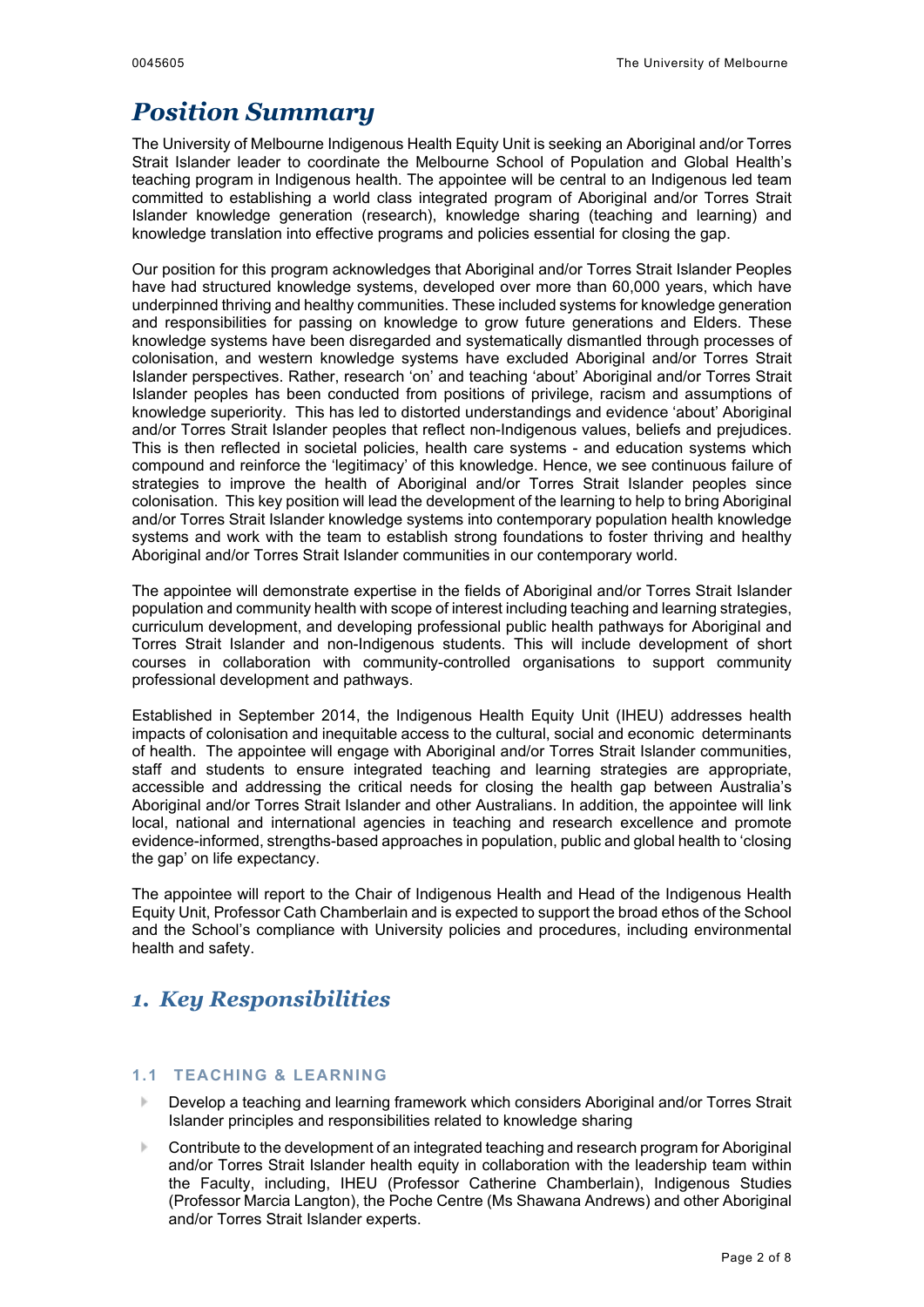# *Position Summary*

The University of Melbourne Indigenous Health Equity Unit is seeking an Aboriginal and/or Torres Strait Islander leader to coordinate the Melbourne School of Population and Global Health's teaching program in Indigenous health. The appointee will be central to an Indigenous led team committed to establishing a world class integrated program of Aboriginal and/or Torres Strait Islander knowledge generation (research), knowledge sharing (teaching and learning) and knowledge translation into effective programs and policies essential for closing the gap.

Our position for this program acknowledges that Aboriginal and/or Torres Strait Islander Peoples have had structured knowledge systems, developed over more than 60,000 years, which have underpinned thriving and healthy communities. These included systems for knowledge generation and responsibilities for passing on knowledge to grow future generations and Elders. These knowledge systems have been disregarded and systematically dismantled through processes of colonisation, and western knowledge systems have excluded Aboriginal and/or Torres Strait Islander perspectives. Rather, research 'on' and teaching 'about' Aboriginal and/or Torres Strait Islander peoples has been conducted from positions of privilege, racism and assumptions of knowledge superiority. This has led to distorted understandings and evidence 'about' Aboriginal and/or Torres Strait Islander peoples that reflect non-Indigenous values, beliefs and prejudices. This is then reflected in societal policies, health care systems - and education systems which compound and reinforce the 'legitimacy' of this knowledge. Hence, we see continuous failure of strategies to improve the health of Aboriginal and/or Torres Strait Islander peoples since colonisation. This key position will lead the development of the learning to help to bring Aboriginal and/or Torres Strait Islander knowledge systems into contemporary population health knowledge systems and work with the team to establish strong foundations to foster thriving and healthy Aboriginal and/or Torres Strait Islander communities in our contemporary world.

The appointee will demonstrate expertise in the fields of Aboriginal and/or Torres Strait Islander population and community health with scope of interest including teaching and learning strategies, curriculum development, and developing professional public health pathways for Aboriginal and Torres Strait Islander and non-Indigenous students. This will include development of short courses in collaboration with community-controlled organisations to support community professional development and pathways.

Established in September 2014, the Indigenous Health Equity Unit (IHEU) addresses health impacts of colonisation and inequitable access to the cultural, social and economic determinants of health. The appointee will engage with Aboriginal and/or Torres Strait Islander communities, staff and students to ensure integrated teaching and learning strategies are appropriate, accessible and addressing the critical needs for closing the health gap between Australia's Aboriginal and/or Torres Strait Islander and other Australians. In addition, the appointee will link local, national and international agencies in teaching and research excellence and promote evidence-informed, strengths-based approaches in population, public and global health to 'closing the gap' on life expectancy.

The appointee will report to the Chair of Indigenous Health and Head of the Indigenous Health Equity Unit, Professor Cath Chamberlain and is expected to support the broad ethos of the School and the School's compliance with University policies and procedures, including environmental health and safety.

## *1. Key Responsibilities*

### 1.1 TEACHING & LEARNING

- Develop a teaching and learning framework which considers Aboriginal and/or Torres Strait Islander principles and responsibilities related to knowledge sharing
- Contribute to the development of an integrated teaching and research program for Aboriginal and/or Torres Strait Islander health equity in collaboration with the leadership team within the Faculty, including, IHEU (Professor Catherine Chamberlain), Indigenous Studies (Professor Marcia Langton), the Poche Centre (Ms Shawana Andrews) and other Aboriginal and/or Torres Strait Islander experts.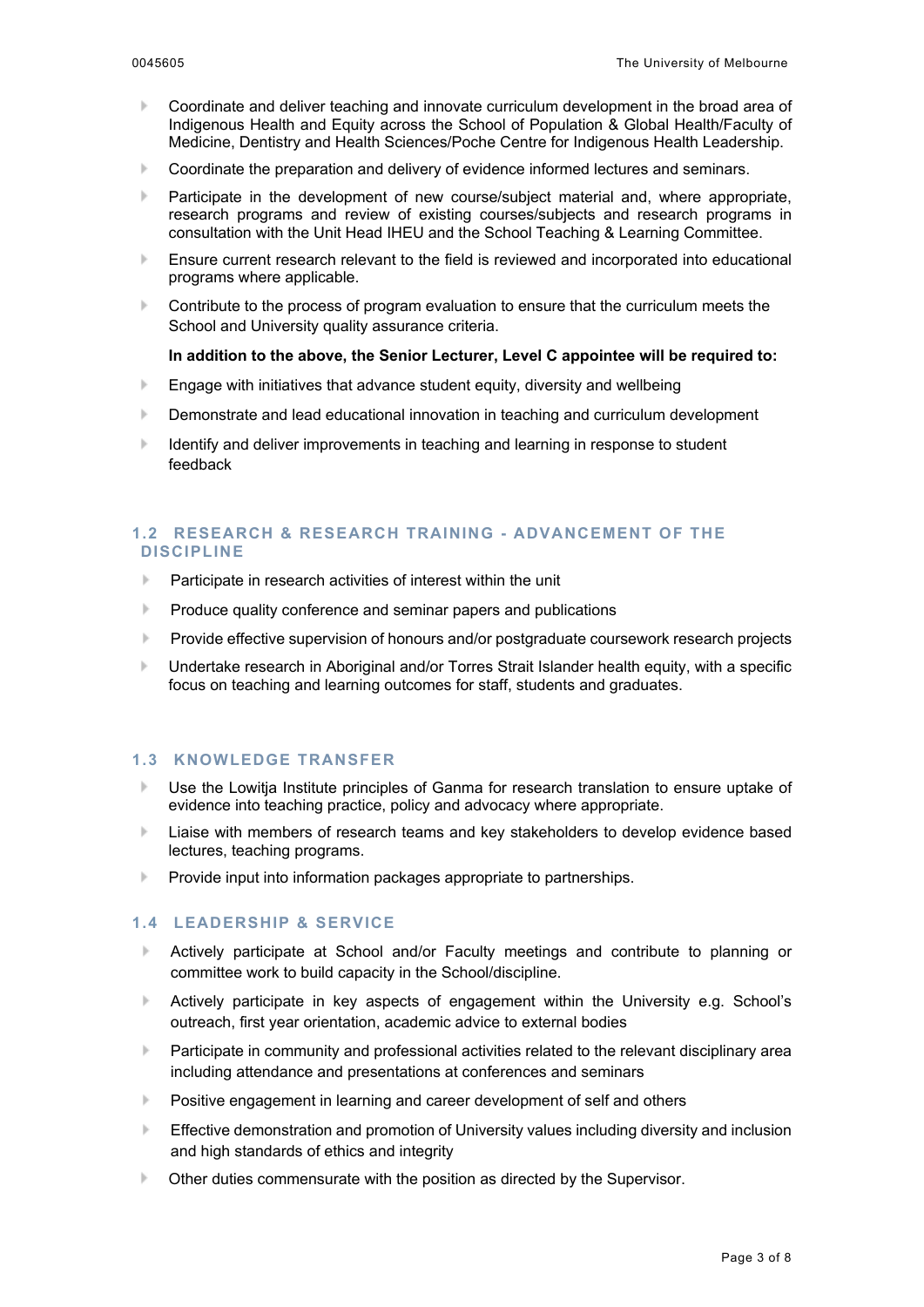- Coordinate and deliver teaching and innovate curriculum development in the broad area of Indigenous Health and Equity across the School of Population & Global Health/Faculty of Medicine, Dentistry and Health Sciences/Poche Centre for Indigenous Health Leadership.
- Coordinate the preparation and delivery of evidence informed lectures and seminars.
- Participate in the development of new course/subject material and, where appropriate, research programs and review of existing courses/subjects and research programs in consultation with the Unit Head IHEU and the School Teaching & Learning Committee.
- Ensure current research relevant to the field is reviewed and incorporated into educational programs where applicable.
- Contribute to the process of program evaluation to ensure that the curriculum meets the School and University quality assurance criteria.

**In addition to the above, the Senior Lecturer, Level C appointee will be required to:**

- Engage with initiatives that advance student equity, diversity and wellbeing
- Demonstrate and lead educational innovation in teaching and curriculum development
- Identify and deliver improvements in teaching and learning in response to student feedback

## 1.2 RESEARCH & RESEARCH TRAINING - ADVANCEMENT OF THE DISCIPLINE

- Participate in research activities of interest within the unit
- Produce quality conference and seminar papers and publications
- Provide effective supervision of honours and/or postgraduate coursework research projects
- Undertake research in Aboriginal and/or Torres Strait Islander health equity, with a specific focus on teaching and learning outcomes for staff, students and graduates.

## 1.3 KNOWLEDGE TRANSFER

- Use the Lowitja Institute principles of Ganma for research translation to ensure uptake of evidence into teaching practice, policy and advocacy where appropriate.
- Liaise with members of research teams and key stakeholders to develop evidence based lectures, teaching programs.
- Provide input into information packages appropriate to partnerships.

## 1.4 LEADERSHIP & SERVICE

- Actively participate at School and/or Faculty meetings and contribute to planning or committee work to build capacity in the School/discipline.
- Actively participate in key aspects of engagement within the University e.g. School's outreach, first year orientation, academic advice to external bodies
- Participate in community and professional activities related to the relevant disciplinary area including attendance and presentations at conferences and seminars
- Positive engagement in learning and career development of self and others
- Effective demonstration and promotion of University values including diversity and inclusion and high standards of ethics and integrity
- Other duties commensurate with the position as directed by the Supervisor.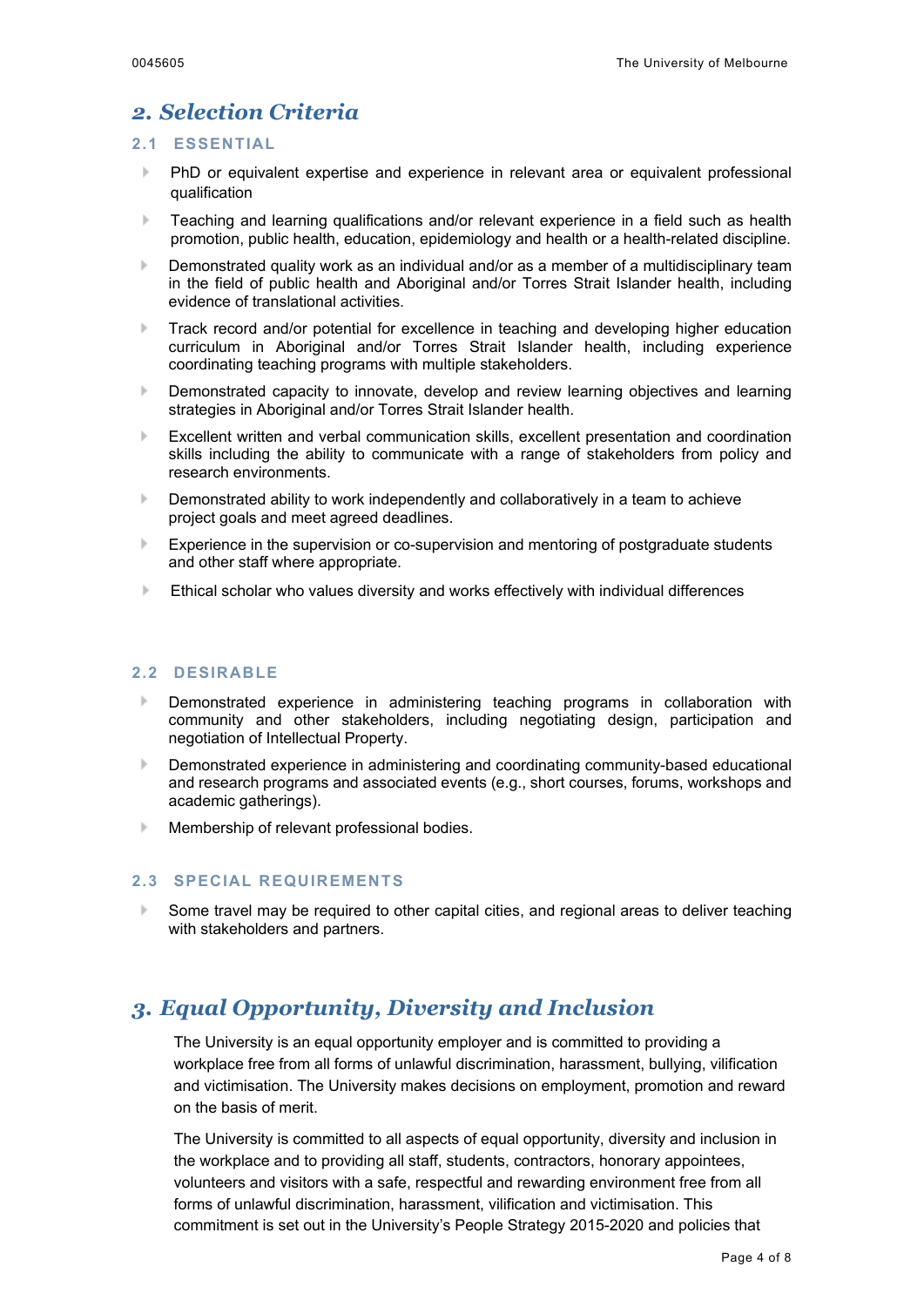## 2. Selection Criteria

### 2.1 ESSENTIAL

- PhD or equivalent expertise and experience in relevant area or equivalent professional qualification
- Teaching and learning qualifications and/or relevant experience in a field such as health promotion, public health, education, epidemiology and health or a health-related discipline.
- Demonstrated quality work as an individual and/or as a member of a multidisciplinary team in the field of public health and Aboriginal and/or Torres Strait Islander health, including evidence of translational activities.
- Track record and/or potential for excellence in teaching and developing higher education curriculum in Aboriginal and/or Torres Strait Islander health, including experience coordinating teaching programs with multiple stakeholders.
- Demonstrated capacity to innovate, develop and review learning objectives and learning strategies in Aboriginal and/or Torres Strait Islander health.
- Excellent written and verbal communication skills, excellent presentation and coordination skills including the ability to communicate with a range of stakeholders from policy and research environments.
- Demonstrated ability to work independently and collaboratively in a team to achieve project goals and meet agreed deadlines.
- Experience in the supervision or co-supervision and mentoring of postgraduate students and other staff where appropriate.
- Ethical scholar who values diversity and works effectively with individual differences

### 2.2 DESIRABLE

- Demonstrated experience in administering teaching programs in collaboration with community and other stakeholders, including negotiating design, participation and negotiation of Intellectual Property.
- Demonstrated experience in administering and coordinating community-based educational and research programs and associated events (e.g., short courses, forums, workshops and academic gatherings).
- Membership of relevant professional bodies.

### 2.3 SPECIAL REQUIREMENTS

- Some travel may be required to other capital cities, and regional areas to deliver teaching with stakeholders and partners.

## 3. Equal Opportunity, Diversity and Inclusion

The University is an equal opportunity employer and is committed to providing a workplace free from all forms of unlawful discrimination, harassment, bullying, vilification and victimisation. The University makes decisions on employment, promotion and reward on the basis of merit.

The University is committed to all aspects of equal opportunity, diversity and inclusion in the workplace and to providing all staff, students, contractors, honorary appointees, volunteers and visitors with a safe, respectful and rewarding environment free from all forms of unlawful discrimination, harassment, vilification and victimisation. This commitment is set out in the University's People Strategy 2015-2020 and policies that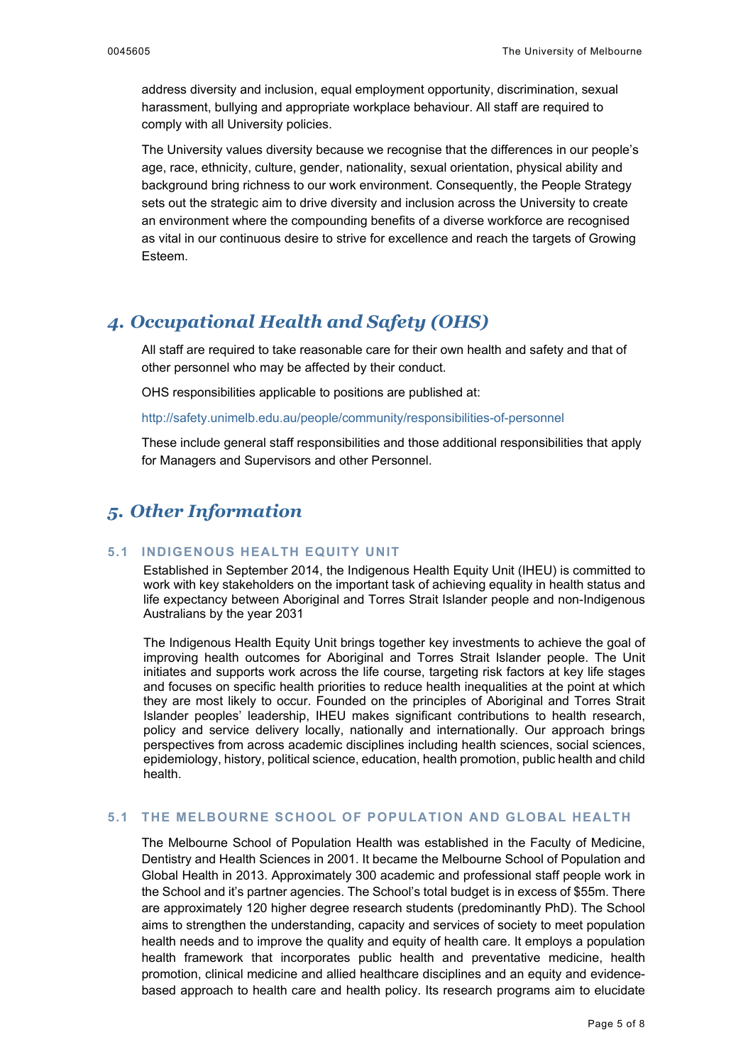address diversity and inclusion, equal employment opportunity, discrimination, sexual harassment, bullying and appropriate workplace behaviour. All staff are required to comply with all University policies.

The University values diversity because we recognise that the differences in our people's age, race, ethnicity, culture, gender, nationality, sexual orientation, physical ability and background bring richness to our work environment. Consequently, the People Strategy sets out the strategic aim to drive diversity and inclusion across the University to create an environment where the compounding benefits of a diverse workforce are recognised as vital in our continuous desire to strive for excellence and reach the targets of Growing Esteem.

## *4. Occupational Health and Safety (OHS)*

All staff are required to take reasonable care for their own health and safety and that of other personnel who may be affected by their conduct.

OHS responsibilities applicable to positions are published at:

http://safety.unimelb.edu.au/people/community/responsibilities-of-personnel

These include general staff responsibilities and those additional responsibilities that apply for Managers and Supervisors and other Personnel.

## *5. Other Information*

### 5.1 INDIGENOUS HEALTH EQUITY UNIT

Established in September 2014, the Indigenous Health Equity Unit (IHEU) is committed to work with key stakeholders on the important task of achieving equality in health status and life expectancy between Aboriginal and Torres Strait Islander people and non-Indigenous Australians by the year 2031

The Indigenous Health Equity Unit brings together key investments to achieve the goal of improving health outcomes for Aboriginal and Torres Strait Islander people. The Unit initiates and supports work across the life course, targeting risk factors at key life stages and focuses on specific health priorities to reduce health inequalities at the point at which they are most likely to occur. Founded on the principles of Aboriginal and Torres Strait Islander peoples' leadership, IHEU makes significant contributions to health research, policy and service delivery locally, nationally and internationally. Our approach brings perspectives from across academic disciplines including health sciences, social sciences, epidemiology, history, political science, education, health promotion, public health and child health.

### 5.1 THE MELBOURNE SCHOOL OF POPULATION AND GLOBAL HEALTH

The Melbourne School of Population Health was established in the Faculty of Medicine, Dentistry and Health Sciences in 2001. It became the Melbourne School of Population and Global Health in 2013. Approximately 300 academic and professional staff people work in the School and it's partner agencies. The School's total budget is in excess of $55m. There are approximately 120 higher degree research students (predominantly PhD). The School aims to strengthen the understanding, capacity and services of society to meet population health needs and to improve the quality and equity of health care. It employs a population health framework that incorporates public health and preventative medicine, health promotion, clinical medicine and allied healthcare disciplines and an equity and evidence-based approach to health care and health policy. Its research programs aim to elucidate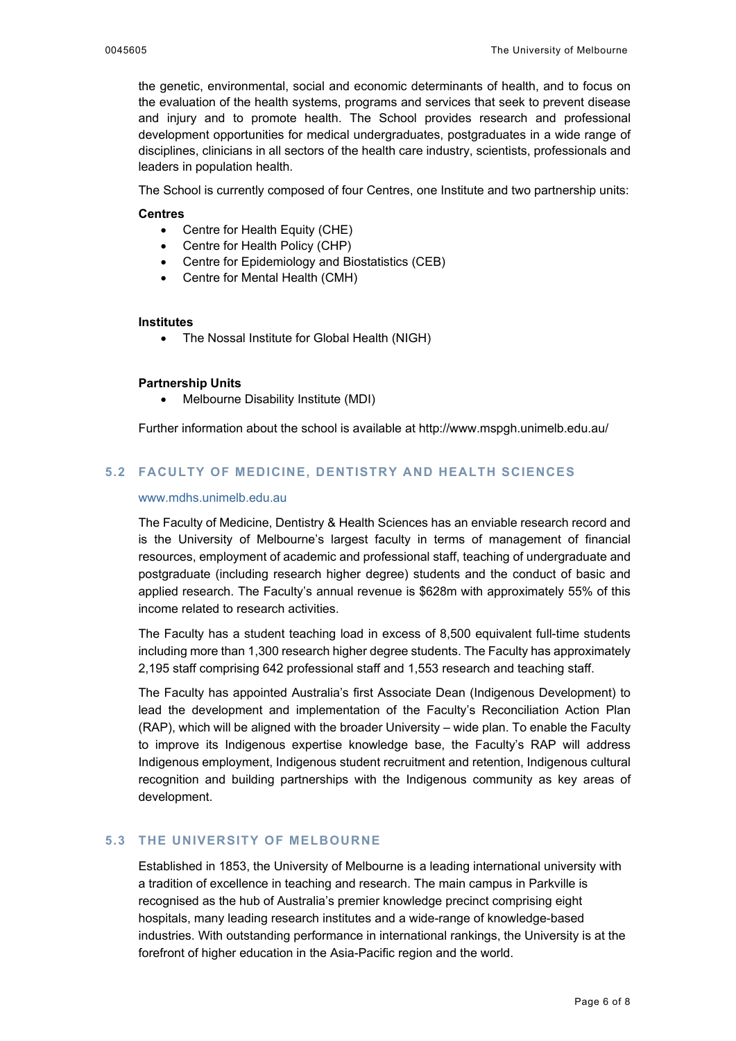the genetic, environmental, social and economic determinants of health, and to focus on the evaluation of the health systems, programs and services that seek to prevent disease and injury and to promote health. The School provides research and professional development opportunities for medical undergraduates, postgraduates in a wide range of disciplines, clinicians in all sectors of the health care industry, scientists, professionals and leaders in population health.

The School is currently composed of four Centres, one Institute and two partnership units:

**Centres**

- Centre for Health Equity (CHE)
- Centre for Health Policy (CHP)
- Centre for Epidemiology and Biostatistics (CEB)
- Centre for Mental Health (CMH)

**Institutes**

- The Nossal Institute for Global Health (NIGH)

**Partnership Units**

- Melbourne Disability Institute (MDI)

Further information about the school is available at http://www.mspgh.unimelb.edu.au/

## 5.2 FACULTY OF MEDICINE, DENTISTRY AND HEALTH SCIENCES

www.mdhs.unimelb.edu.au

The Faculty of Medicine, Dentistry & Health Sciences has an enviable research record and is the University of Melbourne's largest faculty in terms of management of financial resources, employment of academic and professional staff, teaching of undergraduate and postgraduate (including research higher degree) students and the conduct of basic and applied research. The Faculty's annual revenue is $628m with approximately 55% of this income related to research activities.

The Faculty has a student teaching load in excess of 8,500 equivalent full-time students including more than 1,300 research higher degree students. The Faculty has approximately 2,195 staff comprising 642 professional staff and 1,553 research and teaching staff.

The Faculty has appointed Australia's first Associate Dean (Indigenous Development) to lead the development and implementation of the Faculty's Reconciliation Action Plan (RAP), which will be aligned with the broader University – wide plan. To enable the Faculty to improve its Indigenous expertise knowledge base, the Faculty's RAP will address Indigenous employment, Indigenous student recruitment and retention, Indigenous cultural recognition and building partnerships with the Indigenous community as key areas of development.

## 5.3 THE UNIVERSITY OF MELBOURNE

Established in 1853, the University of Melbourne is a leading international university with a tradition of excellence in teaching and research. The main campus in Parkville is recognised as the hub of Australia's premier knowledge precinct comprising eight hospitals, many leading research institutes and a wide-range of knowledge-based industries. With outstanding performance in international rankings, the University is at the forefront of higher education in the Asia-Pacific region and the world.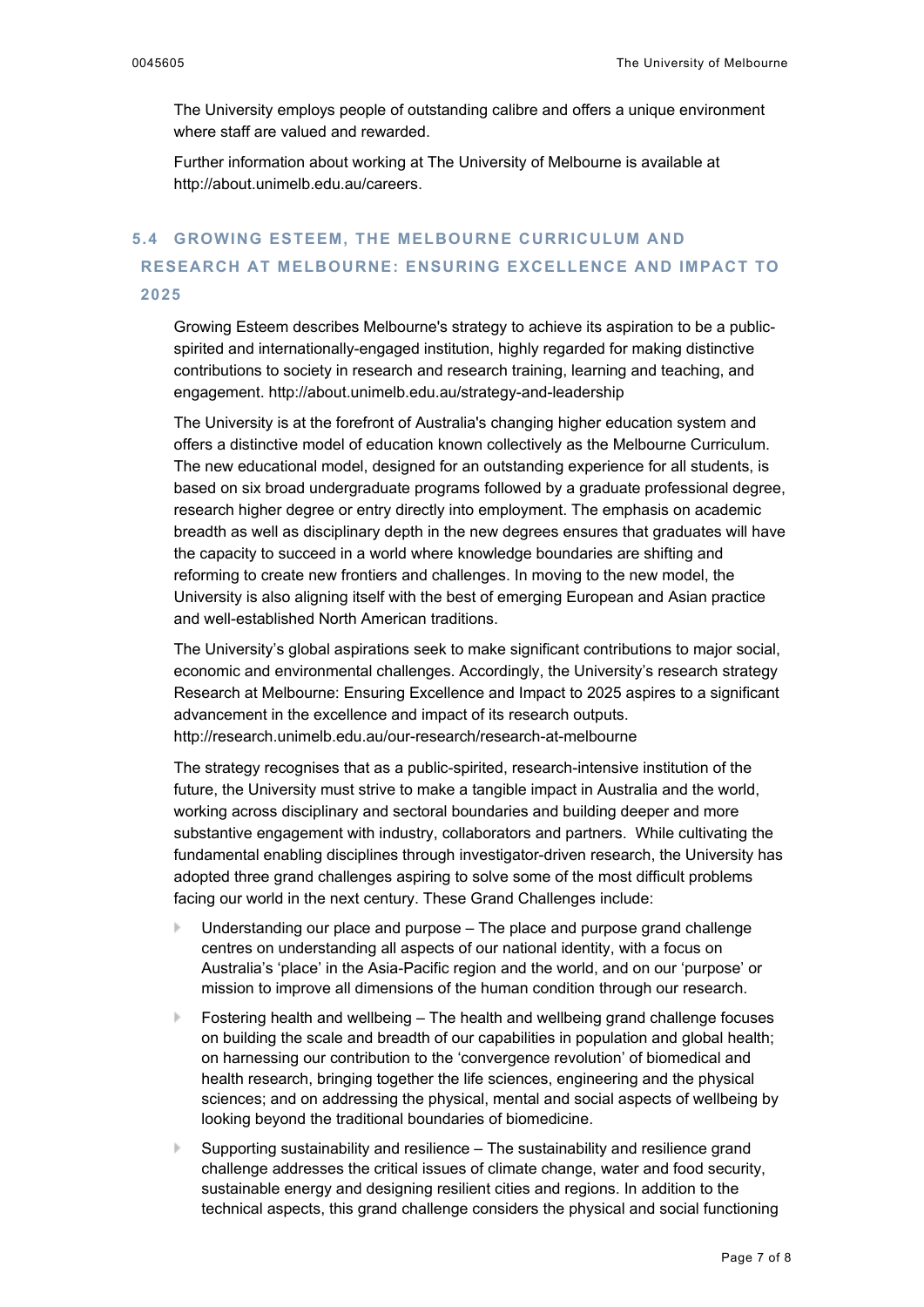The University employs people of outstanding calibre and offers a unique environment where staff are valued and rewarded.

Further information about working at The University of Melbourne is available at http://about.unimelb.edu.au/careers.

## 5.4 GROWING ESTEEM, THE MELBOURNE CURRICULUM AND RESEARCH AT MELBOURNE: ENSURING EXCELLENCE AND IMPACT TO 2025

Growing Esteem describes Melbourne's strategy to achieve its aspiration to be a public-spirited and internationally-engaged institution, highly regarded for making distinctive contributions to society in research and research training, learning and teaching, and engagement. http://about.unimelb.edu.au/strategy-and-leadership

The University is at the forefront of Australia's changing higher education system and offers a distinctive model of education known collectively as the Melbourne Curriculum. The new educational model, designed for an outstanding experience for all students, is based on six broad undergraduate programs followed by a graduate professional degree, research higher degree or entry directly into employment. The emphasis on academic breadth as well as disciplinary depth in the new degrees ensures that graduates will have the capacity to succeed in a world where knowledge boundaries are shifting and reforming to create new frontiers and challenges. In moving to the new model, the University is also aligning itself with the best of emerging European and Asian practice and well-established North American traditions.

The University's global aspirations seek to make significant contributions to major social, economic and environmental challenges. Accordingly, the University's research strategy Research at Melbourne: Ensuring Excellence and Impact to 2025 aspires to a significant advancement in the excellence and impact of its research outputs. http://research.unimelb.edu.au/our-research/research-at-melbourne

The strategy recognises that as a public-spirited, research-intensive institution of the future, the University must strive to make a tangible impact in Australia and the world, working across disciplinary and sectoral boundaries and building deeper and more substantive engagement with industry, collaborators and partners. While cultivating the fundamental enabling disciplines through investigator-driven research, the University has adopted three grand challenges aspiring to solve some of the most difficult problems facing our world in the next century. These Grand Challenges include:

- Understanding our place and purpose – The place and purpose grand challenge centres on understanding all aspects of our national identity, with a focus on Australia's 'place' in the Asia-Pacific region and the world, and on our 'purpose' or mission to improve all dimensions of the human condition through our research.
- Fostering health and wellbeing – The health and wellbeing grand challenge focuses on building the scale and breadth of our capabilities in population and global health; on harnessing our contribution to the 'convergence revolution' of biomedical and health research, bringing together the life sciences, engineering and the physical sciences; and on addressing the physical, mental and social aspects of wellbeing by looking beyond the traditional boundaries of biomedicine.
- Supporting sustainability and resilience – The sustainability and resilience grand challenge addresses the critical issues of climate change, water and food security, sustainable energy and designing resilient cities and regions. In addition to the technical aspects, this grand challenge considers the physical and social functioning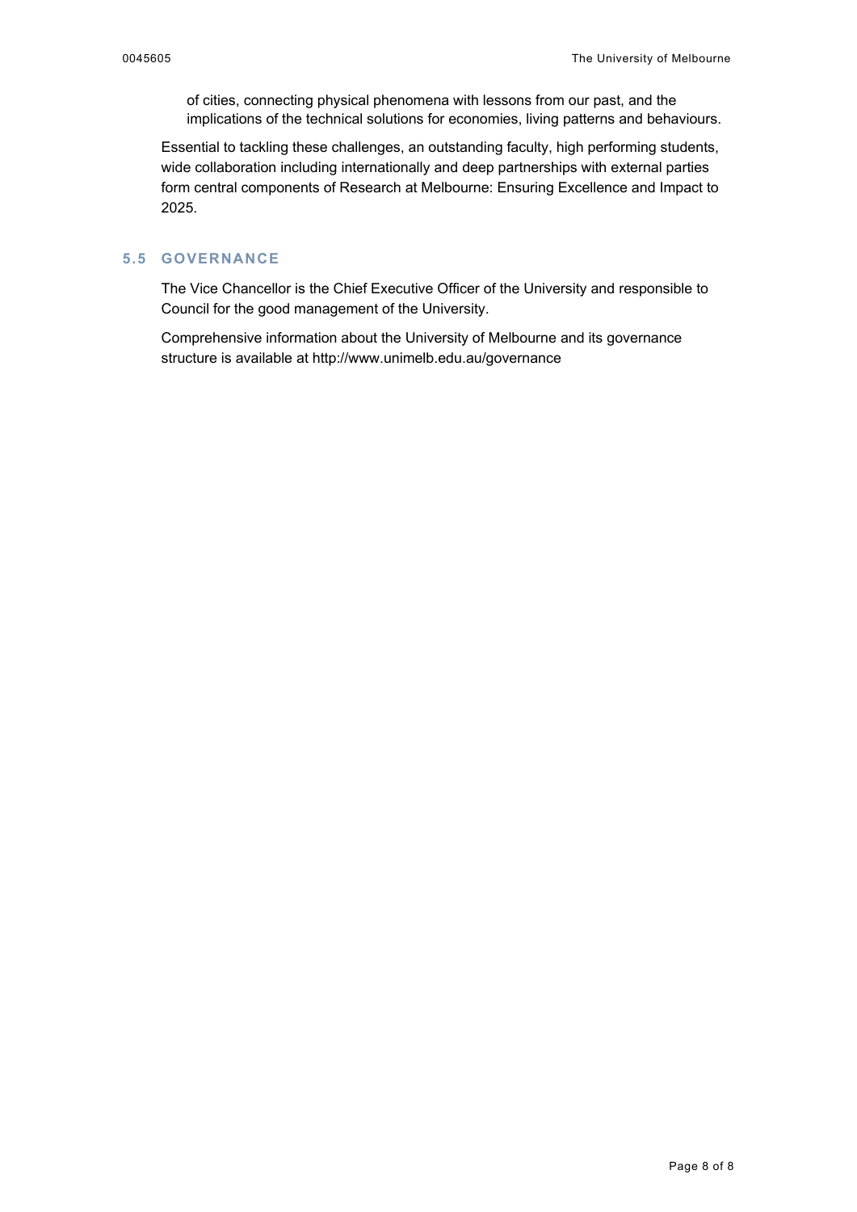of cities, connecting physical phenomena with lessons from our past, and the implications of the technical solutions for economies, living patterns and behaviours.

Essential to tackling these challenges, an outstanding faculty, high performing students, wide collaboration including internationally and deep partnerships with external parties form central components of Research at Melbourne: Ensuring Excellence and Impact to 2025.

## 5.5 GOVERNANCE

The Vice Chancellor is the Chief Executive Officer of the University and responsible to Council for the good management of the University.

Comprehensive information about the University of Melbourne and its governance structure is available at http://www.unimelb.edu.au/governance